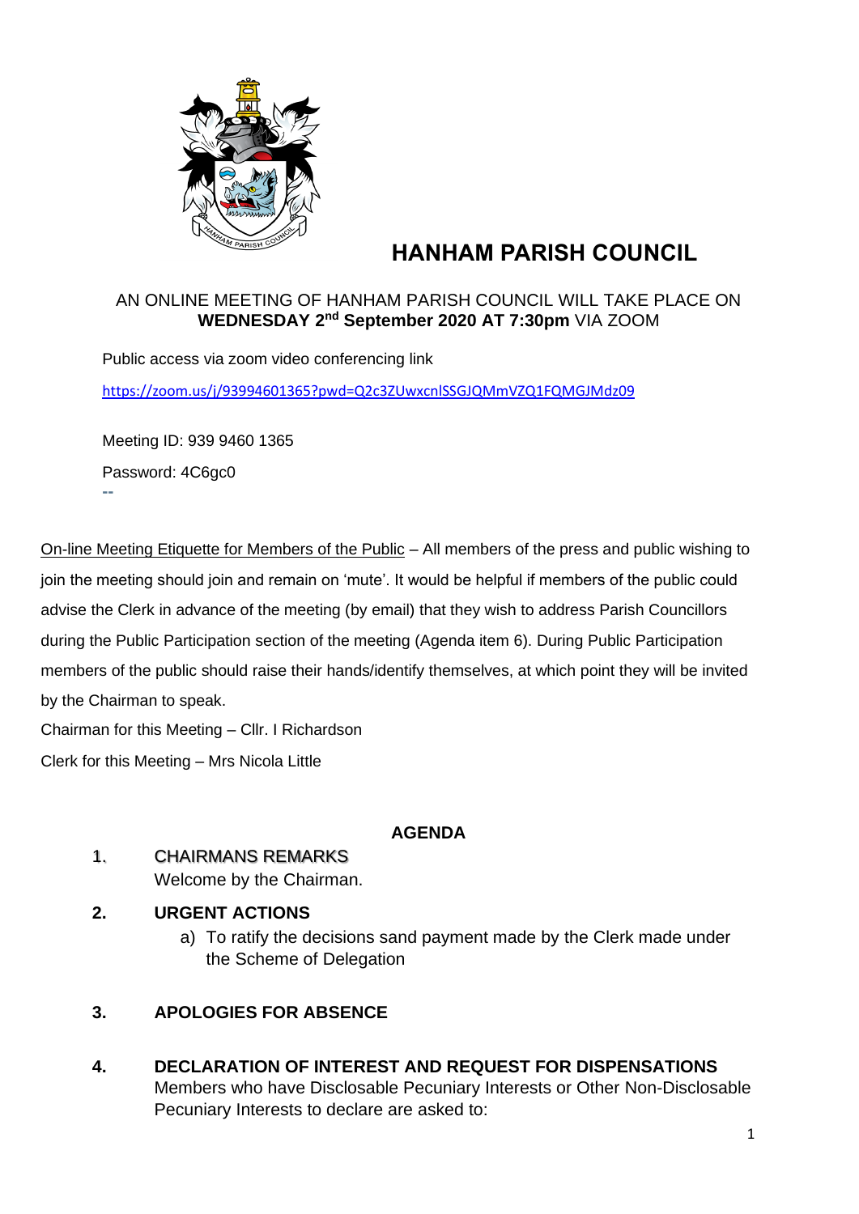# HANHAM PARISH COUNCIL

AN ONLINE MEETING OF HANHAM PARISH COUNCIL WILL TAKE PLACE ON **WEDNESDAY 2nd September 2020 AT 7:30pm** VIA ZOOM

Public access via zoom video conferencing link

https://zoom.us/j/93994601365?pwd=Q2c3ZUwxcnlSSGJQMmVZQ1FQMGJMdz09

Meeting ID: 939 9460 1365

Password: 4C6gc0

--

On-line Meeting Etiquette for Members of the Public – All members of the press and public wishing to join the meeting should join and remain on 'mute'. It would be helpful if members of the public could advise the Clerk in advance of the meeting (by email) that they wish to address Parish Councillors during the Public Participation section of the meeting (Agenda item 6). During Public Participation members of the public should raise their hands/identify themselves, at which point they will be invited by the Chairman to speak.

Chairman for this Meeting – Cllr. I Richardson

Clerk for this Meeting – Mrs Nicola Little

## AGENDA

1. CHAIRMANS REMARKS
   Welcome by the Chairman.

2. **URGENT ACTIONS**
   a) To ratify the decisions sand payment made by the Clerk made under the Scheme of Delegation

3. **APOLOGIES FOR ABSENCE**

4. **DECLARATION OF INTEREST AND REQUEST FOR DISPENSATIONS**
   Members who have Disclosable Pecuniary Interests or Other Non-Disclosable Pecuniary Interests to declare are asked to: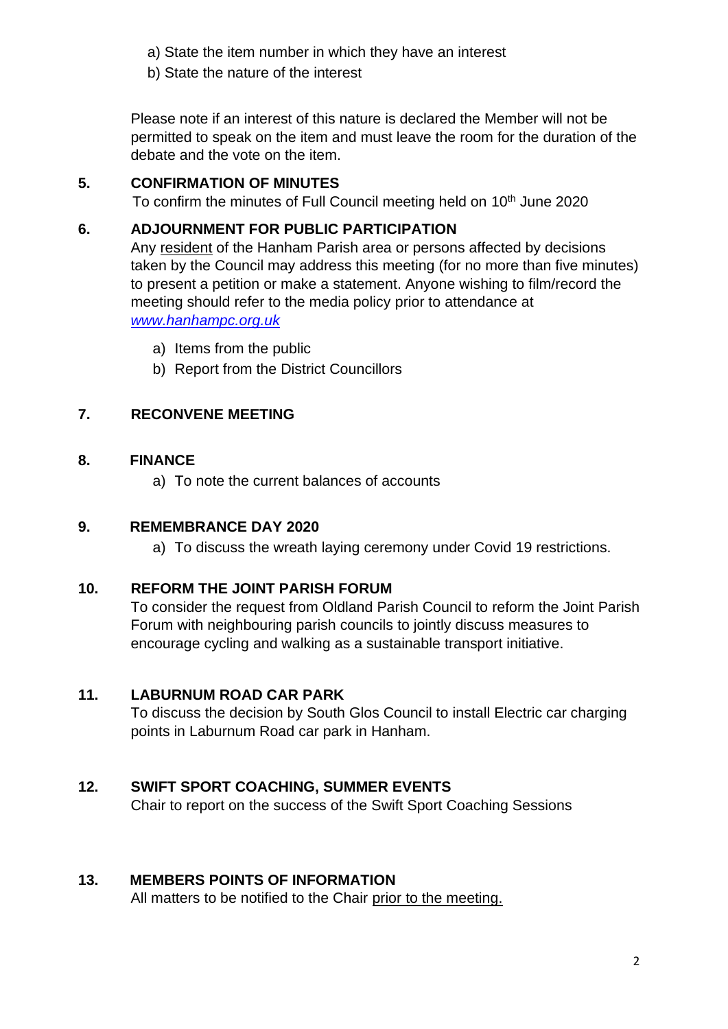a) State the item number in which they have an interest
b) State the nature of the interest

Please note if an interest of this nature is declared the Member will not be permitted to speak on the item and must leave the room for the duration of the debate and the vote on the item.

**5. CONFIRMATION OF MINUTES**

To confirm the minutes of Full Council meeting held on 10th June 2020

**6. ADJOURNMENT FOR PUBLIC PARTICIPATION**

Any resident of the Hanham Parish area or persons affected by decisions taken by the Council may address this meeting (for no more than five minutes) to present a petition or make a statement. Anyone wishing to film/record the meeting should refer to the media policy prior to attendance at *www.hanhampc.org.uk*

a) Items from the public
b) Report from the District Councillors

**7. RECONVENE MEETING**

**8. FINANCE**

a) To note the current balances of accounts

**9. REMEMBRANCE DAY 2020**

a) To discuss the wreath laying ceremony under Covid 19 restrictions.

**10. REFORM THE JOINT PARISH FORUM**

To consider the request from Oldland Parish Council to reform the Joint Parish Forum with neighbouring parish councils to jointly discuss measures to encourage cycling and walking as a sustainable transport initiative.

**11. LABURNUM ROAD CAR PARK**

To discuss the decision by South Glos Council to install Electric car charging points in Laburnum Road car park in Hanham.

**12. SWIFT SPORT COACHING, SUMMER EVENTS**

Chair to report on the success of the Swift Sport Coaching Sessions

**13. MEMBERS POINTS OF INFORMATION**

All matters to be notified to the Chair prior to the meeting.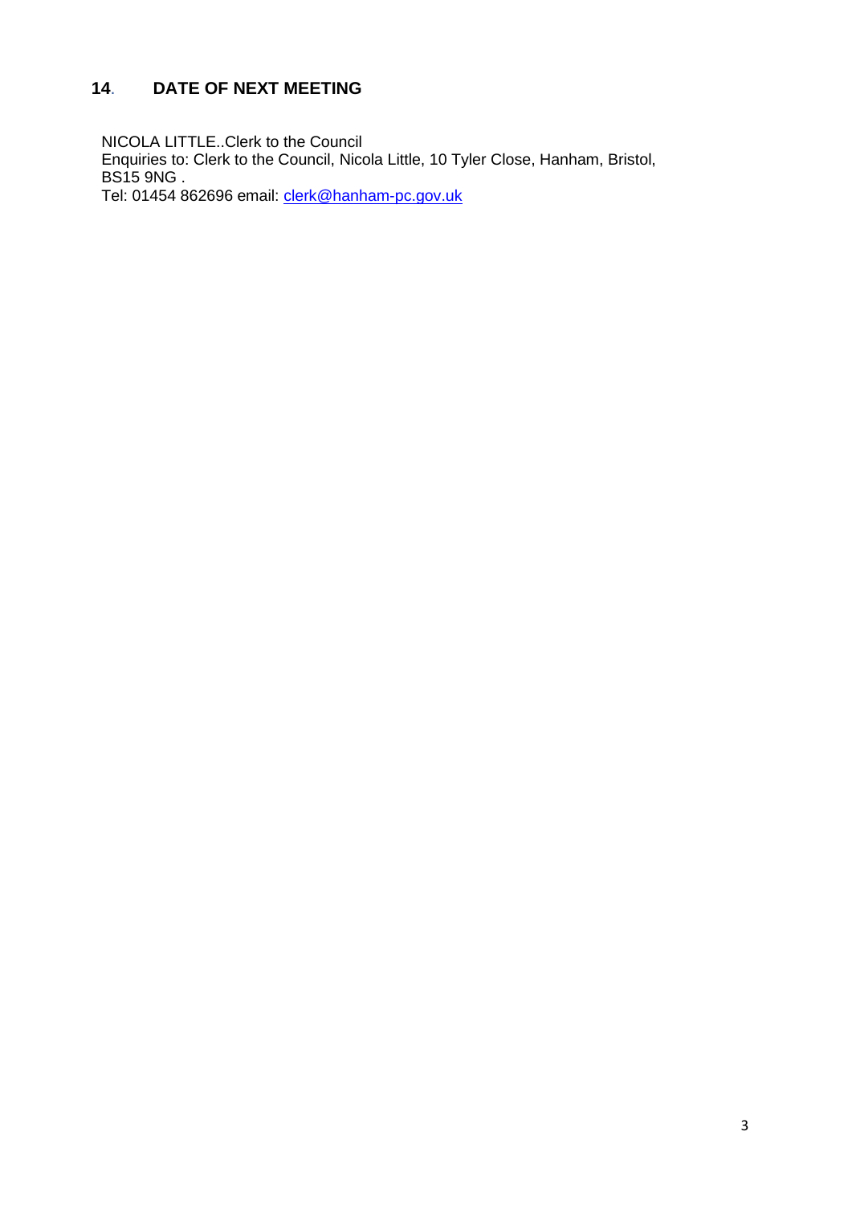## 14. DATE OF NEXT MEETING

NICOLA LITTLE..Clerk to the Council
Enquiries to: Clerk to the Council, Nicola Little, 10 Tyler Close, Hanham, Bristol, BS15 9NG .
Tel: 01454 862696 email: clerk@hanham-pc.gov.uk